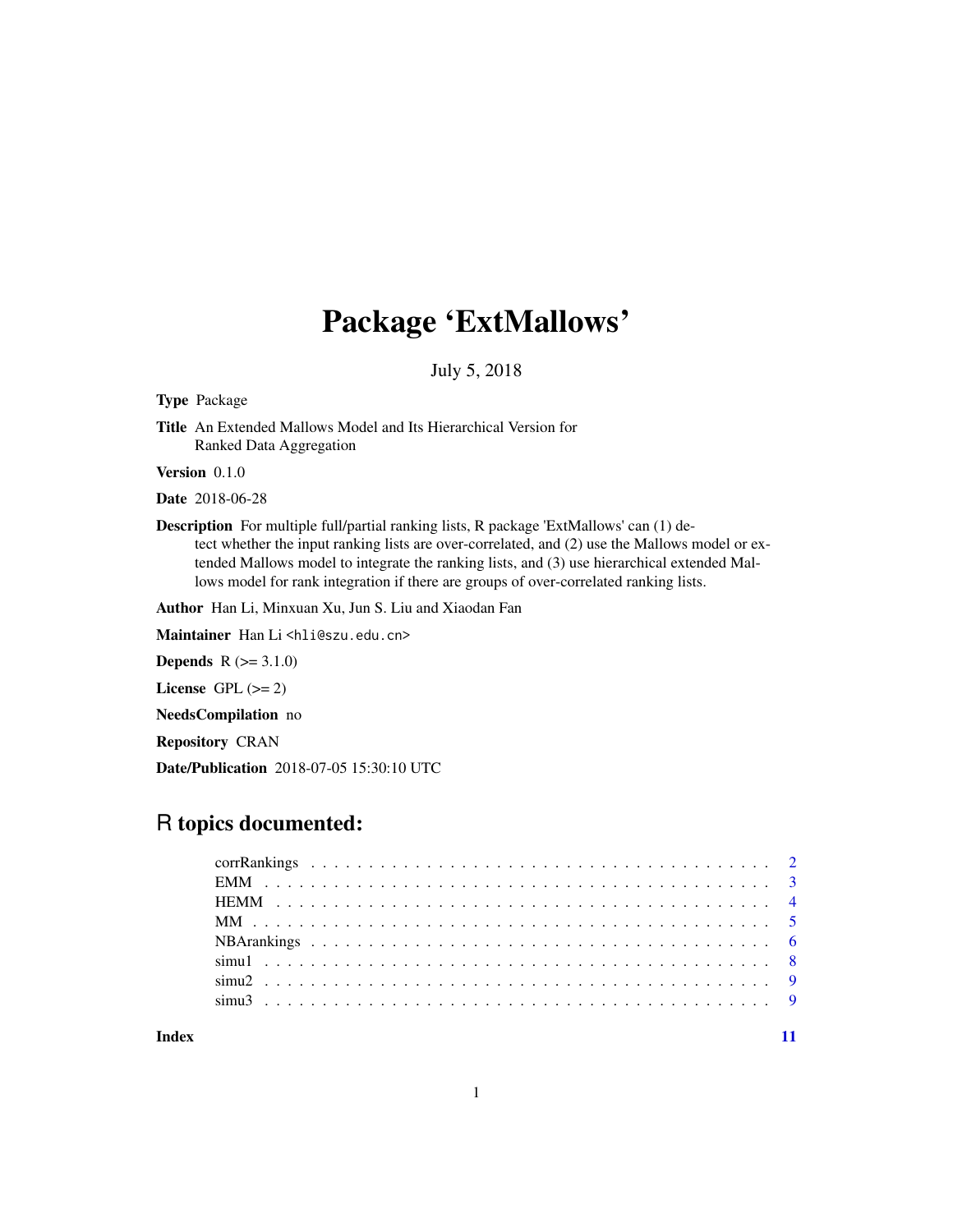# Package 'ExtMallows'

July 5, 2018

**Type** Package

**Title** An Extended Mallows Model and Its Hierarchical Version for Ranked Data Aggregation

**Version** 0.1.0

**Date** 2018-06-28

**Description** For multiple full/partial ranking lists, R package 'ExtMallows' can (1) detect whether the input ranking lists are over-correlated, and (2) use the Mallows model or extended Mallows model to integrate the ranking lists, and (3) use hierarchical extended Mallows model for rank integration if there are groups of over-correlated ranking lists.

**Author** Han Li, Minxuan Xu, Jun S. Liu and Xiaodan Fan

**Maintainer** Han Li <hli@szu.edu.cn>

**Depends** R (>= 3.1.0)

**License** GPL (>= 2)

**NeedsCompilation** no

**Repository** CRAN

**Date/Publication** 2018-07-05 15:30:10 UTC

## R topics documented:

| | |
|---|---|
| corrRankings | 2 |
| EMM | 3 |
| HEMM | 4 |
| MM | 5 |
| NBArankings | 6 |
| simu1 | 8 |
| simu2 | 9 |
| simu3 | 9 |
| **Index** | 11 |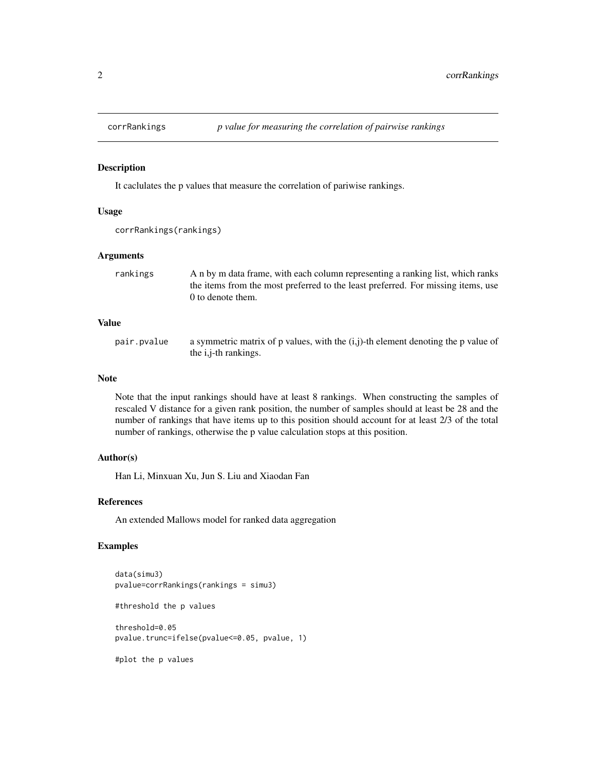corrRankings *p value for measuring the correlation of pairwise rankings*

## Description

It caclulates the p values that measure the correlation of pariwise rankings.

## Usage

```
corrRankings(rankings)
```

## Arguments

| | |
|---|---|
| rankings | A n by m data frame, with each column representing a ranking list, which ranks the items from the most preferred to the least preferred. For missing items, use 0 to denote them. |

## Value

| | |
|---|---|
| pair.pvalue | a symmetric matrix of p values, with the (i,j)-th element denoting the p value of the i,j-th rankings. |

## Note

Note that the input rankings should have at least 8 rankings. When constructing the samples of rescaled V distance for a given rank position, the number of samples should at least be 28 and the number of rankings that have items up to this position should account for at least 2/3 of the total number of rankings, otherwise the p value calculation stops at this position.

## Author(s)

Han Li, Minxuan Xu, Jun S. Liu and Xiaodan Fan

## References

An extended Mallows model for ranked data aggregation

## Examples

```
data(simu3)
pvalue=corrRankings(rankings = simu3)

#threshold the p values

threshold=0.05
pvalue.trunc=ifelse(pvalue<=0.05, pvalue, 1)

#plot the p values
```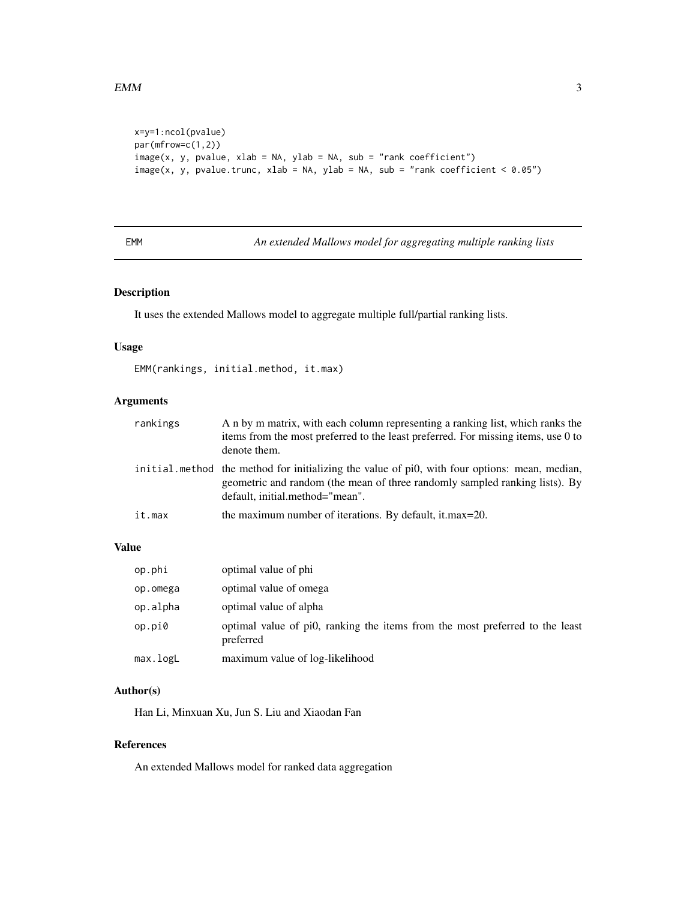```
x=y=1:ncol(pvalue)
par(mfrow=c(1,2))
image(x, y, pvalue, xlab = NA, ylab = NA, sub = "rank coefficient")
image(x, y, pvalue.trunc, xlab = NA, ylab = NA, sub = "rank coefficient < 0.05")
```

---

EMM — *An extended Mallows model for aggregating multiple ranking lists*

---

## Description

It uses the extended Mallows model to aggregate multiple full/partial ranking lists.

## Usage

```
EMM(rankings, initial.method, it.max)
```

## Arguments

| | |
|---|---|
| `rankings` | A n by m matrix, with each column representing a ranking list, which ranks the items from the most preferred to the least preferred. For missing items, use 0 to denote them. |
| `initial.method` | the method for initializing the value of pi0, with four options: mean, median, geometric and random (the mean of three randomly sampled ranking lists). By default, initial.method="mean". |
| `it.max` | the maximum number of iterations. By default, it.max=20. |

## Value

| | |
|---|---|
| `op.phi` | optimal value of phi |
| `op.omega` | optimal value of omega |
| `op.alpha` | optimal value of alpha |
| `op.pi0` | optimal value of pi0, ranking the items from the most preferred to the least preferred |
| `max.logL` | maximum value of log-likelihood |

## Author(s)

Han Li, Minxuan Xu, Jun S. Liu and Xiaodan Fan

## References

An extended Mallows model for ranked data aggregation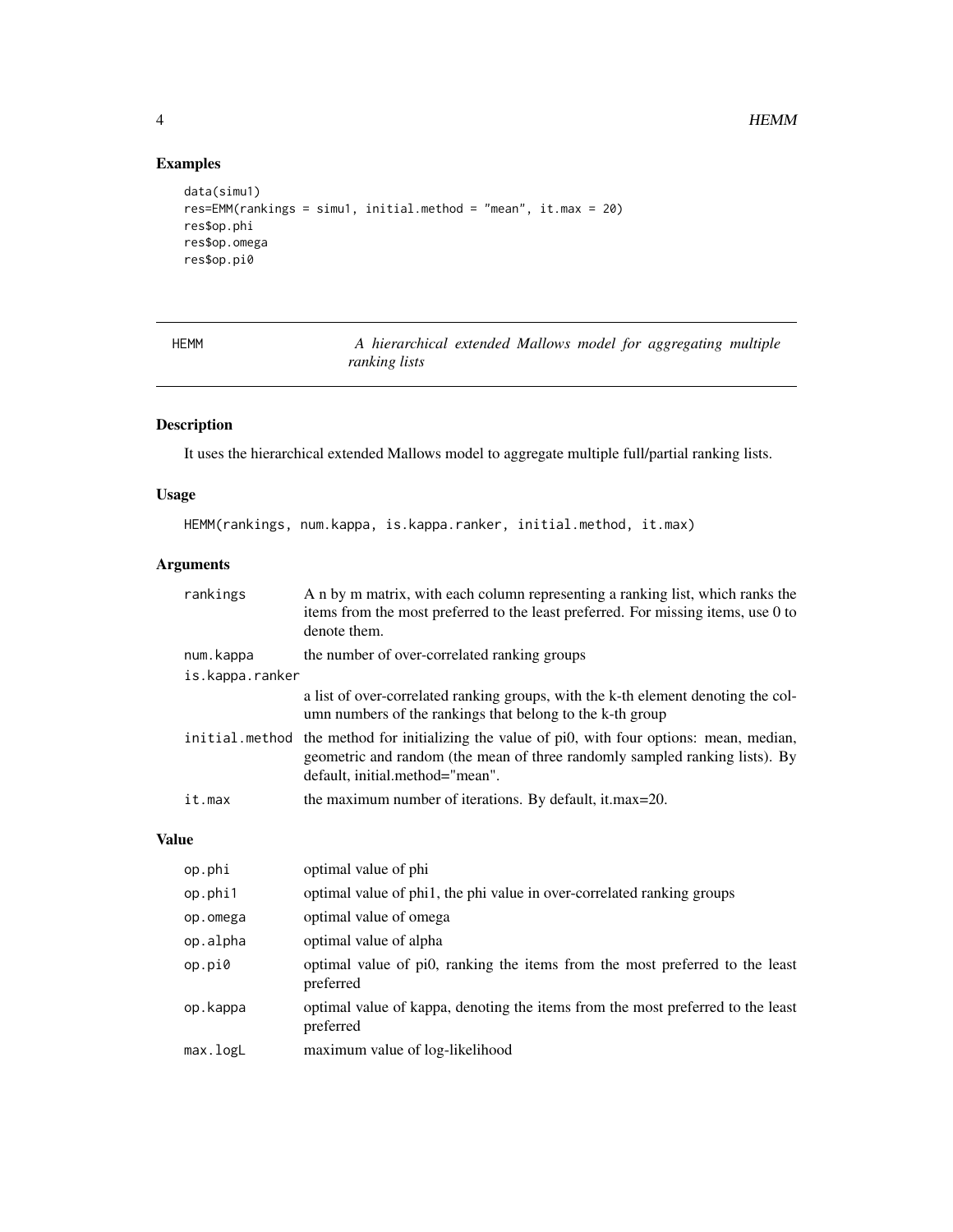## Examples

```
data(simu1)
res=EMM(rankings = simu1, initial.method = "mean", it.max = 20)
res$op.phi
res$op.omega
res$op.pi0
```

---

## HEMM — *A hierarchical extended Mallows model for aggregating multiple ranking lists*

---

### Description

It uses the hierarchical extended Mallows model to aggregate multiple full/partial ranking lists.

### Usage

```
HEMM(rankings, num.kappa, is.kappa.ranker, initial.method, it.max)
```

### Arguments

| | |
|---|---|
| `rankings` | A n by m matrix, with each column representing a ranking list, which ranks the items from the most preferred to the least preferred. For missing items, use 0 to denote them. |
| `num.kappa` | the number of over-correlated ranking groups |
| `is.kappa.ranker` | a list of over-correlated ranking groups, with the k-th element denoting the column numbers of the rankings that belong to the k-th group |
| `initial.method` | the method for initializing the value of pi0, with four options: mean, median, geometric and random (the mean of three randomly sampled ranking lists). By default, initial.method="mean". |
| `it.max` | the maximum number of iterations. By default, it.max=20. |

### Value

| | |
|---|---|
| `op.phi` | optimal value of phi |
| `op.phi1` | optimal value of phi1, the phi value in over-correlated ranking groups |
| `op.omega` | optimal value of omega |
| `op.alpha` | optimal value of alpha |
| `op.pi0` | optimal value of pi0, ranking the items from the most preferred to the least preferred |
| `op.kappa` | optimal value of kappa, denoting the items from the most preferred to the least preferred |
| `max.logL` | maximum value of log-likelihood |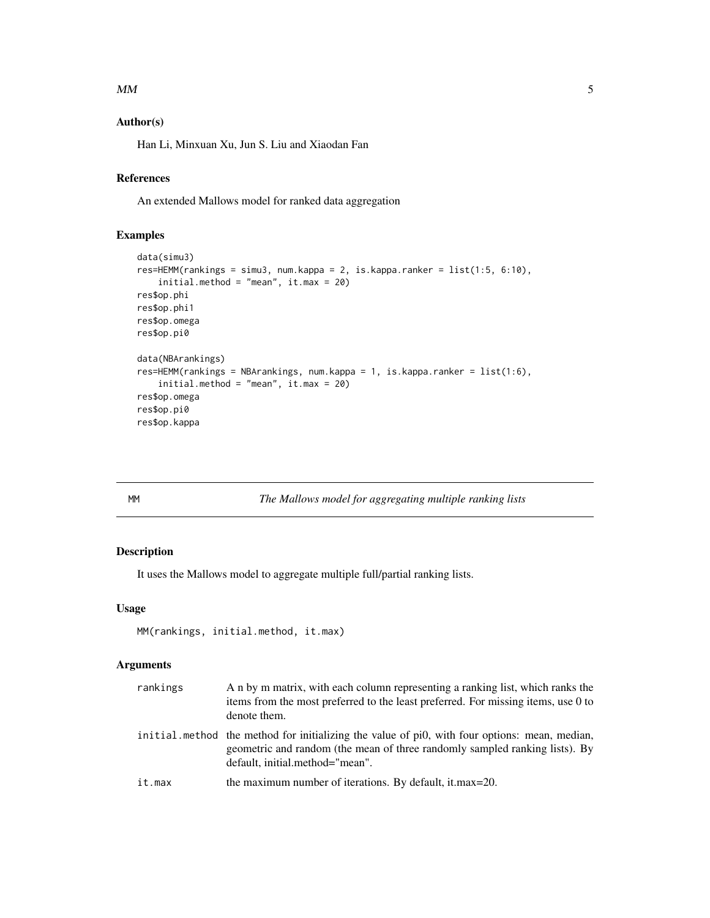## Author(s)

Han Li, Minxuan Xu, Jun S. Liu and Xiaodan Fan

## References

An extended Mallows model for ranked data aggregation

## Examples

```
data(simu3)
res=HEMM(rankings = simu3, num.kappa = 2, is.kappa.ranker = list(1:5, 6:10),
    initial.method = "mean", it.max = 20)
res$op.phi
res$op.phi1
res$op.omega
res$op.pi0

data(NBArankings)
res=HEMM(rankings = NBArankings, num.kappa = 1, is.kappa.ranker = list(1:6),
    initial.method = "mean", it.max = 20)
res$op.omega
res$op.pi0
res$op.kappa
```

---

# MM *The Mallows model for aggregating multiple ranking lists*

## Description

It uses the Mallows model to aggregate multiple full/partial ranking lists.

## Usage

```
MM(rankings, initial.method, it.max)
```

## Arguments

| | |
|---|---|
| rankings | A n by m matrix, with each column representing a ranking list, which ranks the items from the most preferred to the least preferred. For missing items, use 0 to denote them. |
| initial.method | the method for initializing the value of pi0, with four options: mean, median, geometric and random (the mean of three randomly sampled ranking lists). By default, initial.method="mean". |
| it.max | the maximum number of iterations. By default, it.max=20. |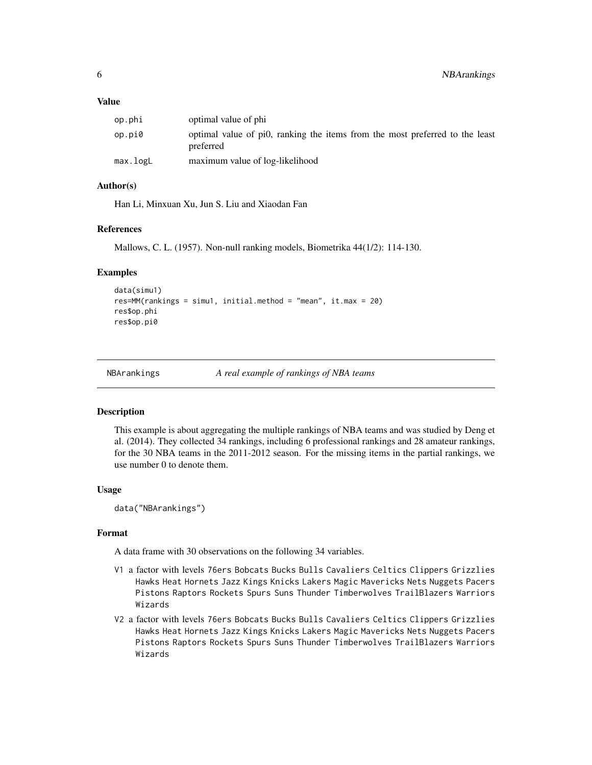### Value

| | |
|---|---|
| op.phi | optimal value of phi |
| op.pi0 | optimal value of pi0, ranking the items from the most preferred to the least preferred |
| max.logL | maximum value of log-likelihood |

### Author(s)

Han Li, Minxuan Xu, Jun S. Liu and Xiaodan Fan

### References

Mallows, C. L. (1957). Non-null ranking models, Biometrika 44(1/2): 114-130.

### Examples

```
data(simu1)
res=MM(rankings = simu1, initial.method = "mean", it.max = 20)
res$op.phi
res$op.pi0
```

---

## NBArankings &nbsp;&nbsp;&nbsp; *A real example of rankings of NBA teams*

### Description

This example is about aggregating the multiple rankings of NBA teams and was studied by Deng et al. (2014). They collected 34 rankings, including 6 professional rankings and 28 amateur rankings, for the 30 NBA teams in the 2011-2012 season. For the missing items in the partial rankings, we use number 0 to denote them.

### Usage

```
data("NBArankings")
```

### Format

A data frame with 30 observations on the following 34 variables.

- V1 a factor with levels 76ers Bobcats Bucks Bulls Cavaliers Celtics Clippers Grizzlies Hawks Heat Hornets Jazz Kings Knicks Lakers Magic Mavericks Nets Nuggets Pacers Pistons Raptors Rockets Spurs Suns Thunder Timberwolves TrailBlazers Warriors Wizards
- V2 a factor with levels 76ers Bobcats Bucks Bulls Cavaliers Celtics Clippers Grizzlies Hawks Heat Hornets Jazz Kings Knicks Lakers Magic Mavericks Nets Nuggets Pacers Pistons Raptors Rockets Spurs Suns Thunder Timberwolves TrailBlazers Warriors Wizards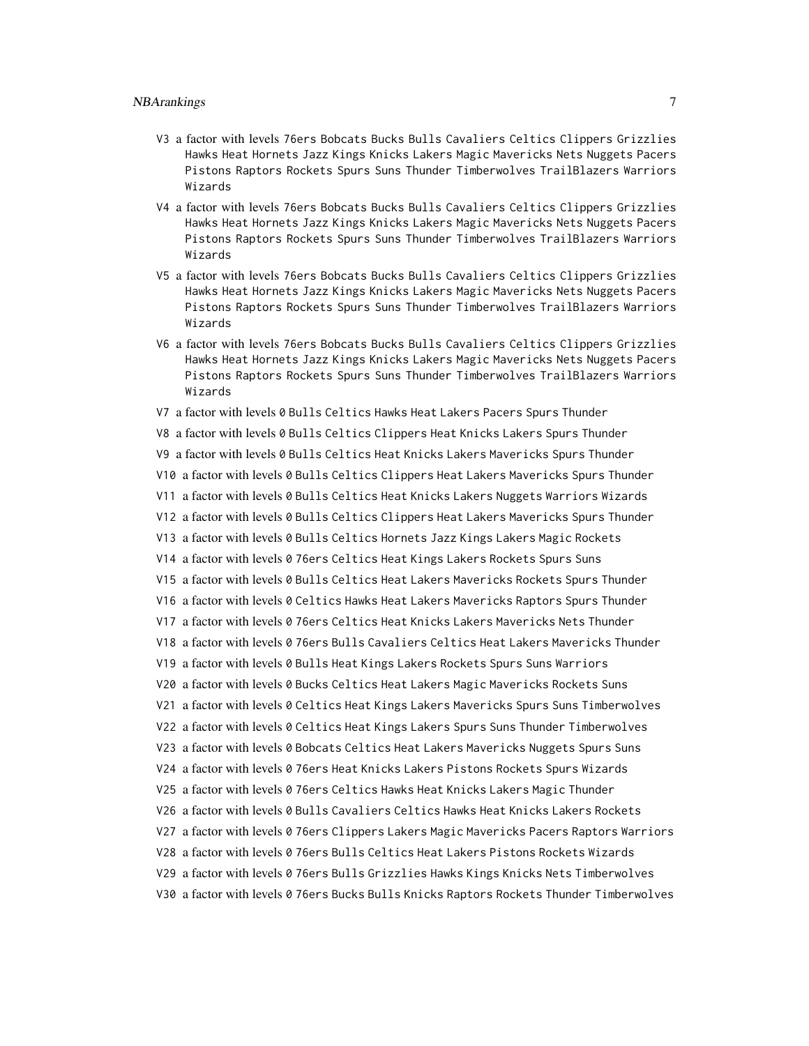- V3 a factor with levels `76ers` `Bobcats` `Bucks` `Bulls` `Cavaliers` `Celtics` `Clippers` `Grizzlies` `Hawks` `Heat` `Hornets` `Jazz` `Kings` `Knicks` `Lakers` `Magic` `Mavericks` `Nets` `Nuggets` `Pacers` `Pistons` `Raptors` `Rockets` `Spurs` `Suns` `Thunder` `Timberwolves` `TrailBlazers` `Warriors` `Wizards`
- V4 a factor with levels `76ers` `Bobcats` `Bucks` `Bulls` `Cavaliers` `Celtics` `Clippers` `Grizzlies` `Hawks` `Heat` `Hornets` `Jazz` `Kings` `Knicks` `Lakers` `Magic` `Mavericks` `Nets` `Nuggets` `Pacers` `Pistons` `Raptors` `Rockets` `Spurs` `Suns` `Thunder` `Timberwolves` `TrailBlazers` `Warriors` `Wizards`
- V5 a factor with levels `76ers` `Bobcats` `Bucks` `Bulls` `Cavaliers` `Celtics` `Clippers` `Grizzlies` `Hawks` `Heat` `Hornets` `Jazz` `Kings` `Knicks` `Lakers` `Magic` `Mavericks` `Nets` `Nuggets` `Pacers` `Pistons` `Raptors` `Rockets` `Spurs` `Suns` `Thunder` `Timberwolves` `TrailBlazers` `Warriors` `Wizards`
- V6 a factor with levels `76ers` `Bobcats` `Bucks` `Bulls` `Cavaliers` `Celtics` `Clippers` `Grizzlies` `Hawks` `Heat` `Hornets` `Jazz` `Kings` `Knicks` `Lakers` `Magic` `Mavericks` `Nets` `Nuggets` `Pacers` `Pistons` `Raptors` `Rockets` `Spurs` `Suns` `Thunder` `Timberwolves` `TrailBlazers` `Warriors` `Wizards`
- V7 a factor with levels `0` `Bulls` `Celtics` `Hawks` `Heat` `Lakers` `Pacers` `Spurs` `Thunder`
- V8 a factor with levels `0` `Bulls` `Celtics` `Clippers` `Heat` `Knicks` `Lakers` `Spurs` `Thunder`
- V9 a factor with levels `0` `Bulls` `Celtics` `Heat` `Knicks` `Lakers` `Mavericks` `Spurs` `Thunder`
- V10 a factor with levels `0` `Bulls` `Celtics` `Clippers` `Heat` `Lakers` `Mavericks` `Spurs` `Thunder`
- V11 a factor with levels `0` `Bulls` `Celtics` `Heat` `Knicks` `Lakers` `Nuggets` `Warriors` `Wizards`
- V12 a factor with levels `0` `Bulls` `Celtics` `Clippers` `Heat` `Lakers` `Mavericks` `Spurs` `Thunder`
- V13 a factor with levels `0` `Bulls` `Celtics` `Hornets` `Jazz` `Kings` `Lakers` `Magic` `Rockets`
- V14 a factor with levels `0` `76ers` `Celtics` `Heat` `Kings` `Lakers` `Rockets` `Spurs` `Suns`
- V15 a factor with levels `0` `Bulls` `Celtics` `Heat` `Lakers` `Mavericks` `Rockets` `Spurs` `Thunder`
- V16 a factor with levels `0` `Celtics` `Hawks` `Heat` `Lakers` `Mavericks` `Raptors` `Spurs` `Thunder`
- V17 a factor with levels `0` `76ers` `Celtics` `Heat` `Knicks` `Lakers` `Mavericks` `Nets` `Thunder`
- V18 a factor with levels `0` `76ers` `Bulls` `Cavaliers` `Celtics` `Heat` `Lakers` `Mavericks` `Thunder`
- V19 a factor with levels `0` `Bulls` `Heat` `Kings` `Lakers` `Rockets` `Spurs` `Suns` `Warriors`
- V20 a factor with levels `0` `Bucks` `Celtics` `Heat` `Lakers` `Magic` `Mavericks` `Rockets` `Suns`
- V21 a factor with levels `0` `Celtics` `Heat` `Kings` `Lakers` `Mavericks` `Spurs` `Suns` `Timberwolves`
- V22 a factor with levels `0` `Celtics` `Heat` `Kings` `Lakers` `Spurs` `Suns` `Thunder` `Timberwolves`
- V23 a factor with levels `0` `Bobcats` `Celtics` `Heat` `Lakers` `Mavericks` `Nuggets` `Spurs` `Suns`
- V24 a factor with levels `0` `76ers` `Heat` `Knicks` `Lakers` `Pistons` `Rockets` `Spurs` `Wizards`
- V25 a factor with levels `0` `76ers` `Celtics` `Hawks` `Heat` `Knicks` `Lakers` `Magic` `Thunder`
- V26 a factor with levels `0` `Bulls` `Cavaliers` `Celtics` `Hawks` `Heat` `Knicks` `Lakers` `Rockets`
- V27 a factor with levels `0` `76ers` `Clippers` `Lakers` `Magic` `Mavericks` `Pacers` `Raptors` `Warriors`
- V28 a factor with levels `0` `76ers` `Bulls` `Celtics` `Heat` `Lakers` `Pistons` `Rockets` `Wizards`
- V29 a factor with levels `0` `76ers` `Bulls` `Grizzlies` `Hawks` `Kings` `Knicks` `Nets` `Timberwolves`
- V30 a factor with levels `0` `76ers` `Bucks` `Bulls` `Knicks` `Raptors` `Rockets` `Thunder` `Timberwolves`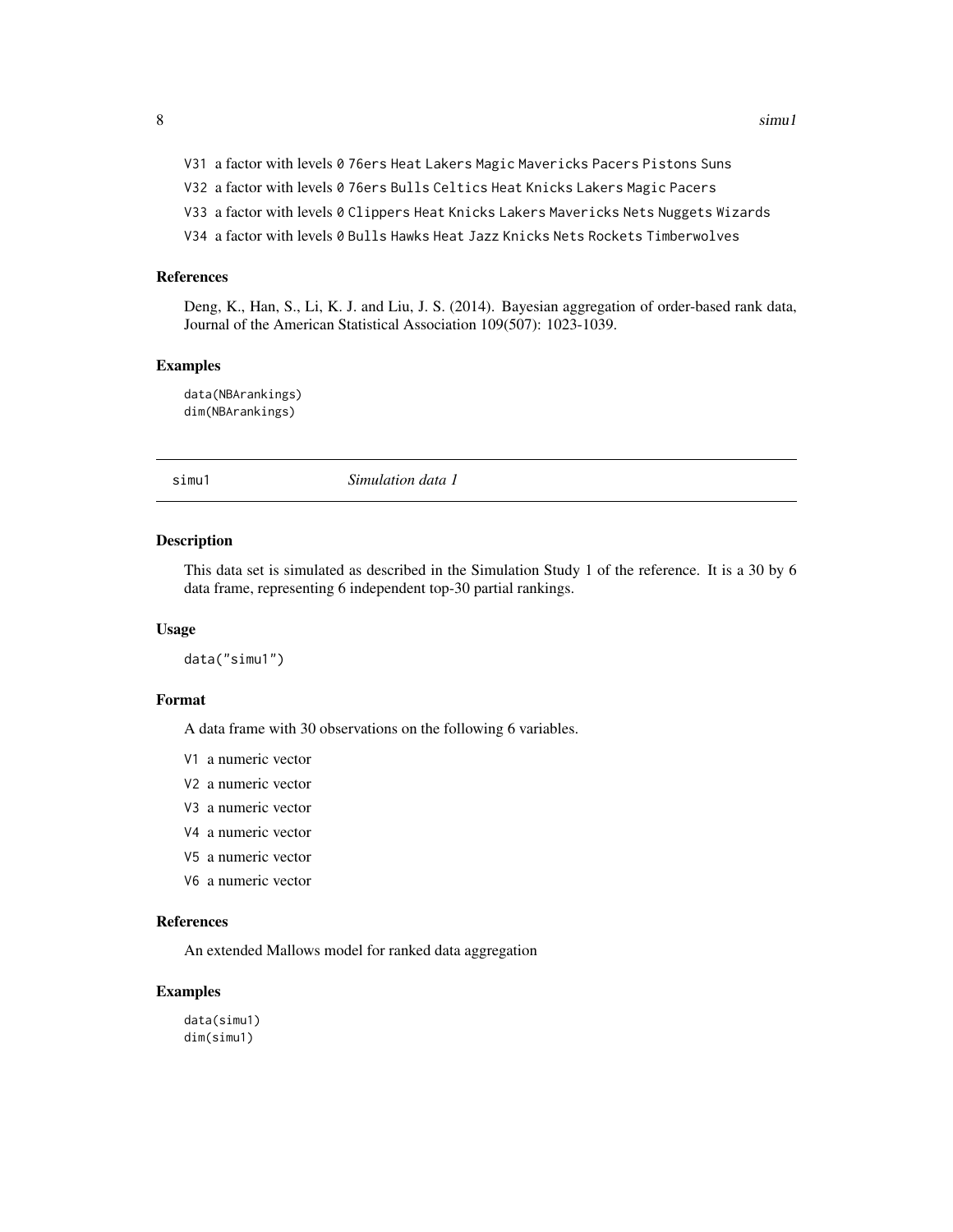V31 a factor with levels 0 76ers Heat Lakers Magic Mavericks Pacers Pistons Suns

V32 a factor with levels 0 76ers Bulls Celtics Heat Knicks Lakers Magic Pacers

V33 a factor with levels 0 Clippers Heat Knicks Lakers Mavericks Nets Nuggets Wizards

V34 a factor with levels 0 Bulls Hawks Heat Jazz Knicks Nets Rockets Timberwolves

### References

Deng, K., Han, S., Li, K. J. and Liu, J. S. (2014). Bayesian aggregation of order-based rank data, Journal of the American Statistical Association 109(507): 1023-1039.

### Examples

```
data(NBArankings)
dim(NBArankings)
```

## simu1 *Simulation data 1*

### Description

This data set is simulated as described in the Simulation Study 1 of the reference. It is a 30 by 6 data frame, representing 6 independent top-30 partial rankings.

### Usage

```
data("simu1")
```

### Format

A data frame with 30 observations on the following 6 variables.

V1 a numeric vector

V2 a numeric vector

V3 a numeric vector

V4 a numeric vector

V5 a numeric vector

V6 a numeric vector

### References

An extended Mallows model for ranked data aggregation

### Examples

```
data(simu1)
dim(simu1)
```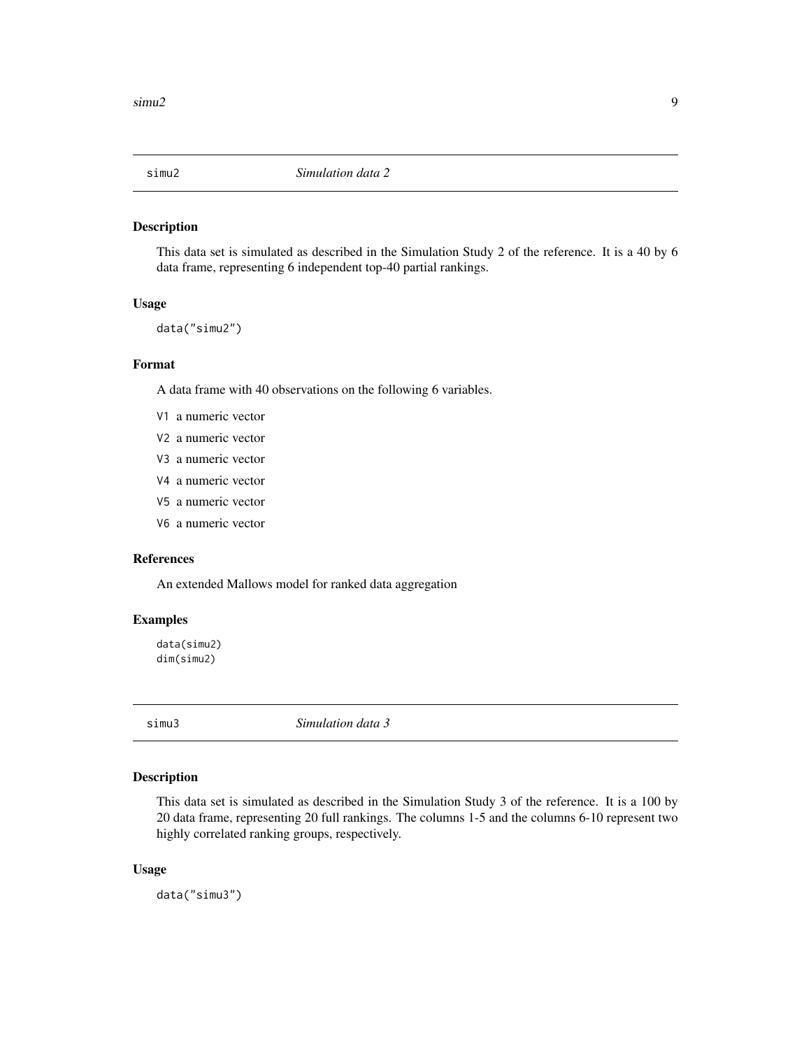## simu2 — *Simulation data 2*

### Description

This data set is simulated as described in the Simulation Study 2 of the reference. It is a 40 by 6 data frame, representing 6 independent top-40 partial rankings.

### Usage

```
data("simu2")
```

### Format

A data frame with 40 observations on the following 6 variables.

- `V1` a numeric vector
- `V2` a numeric vector
- `V3` a numeric vector
- `V4` a numeric vector
- `V5` a numeric vector
- `V6` a numeric vector

### References

An extended Mallows model for ranked data aggregation

### Examples

```
data(simu2)
dim(simu2)
```

## simu3 — *Simulation data 3*

### Description

This data set is simulated as described in the Simulation Study 3 of the reference. It is a 100 by 20 data frame, representing 20 full rankings. The columns 1-5 and the columns 6-10 represent two highly correlated ranking groups, respectively.

### Usage

```
data("simu3")
```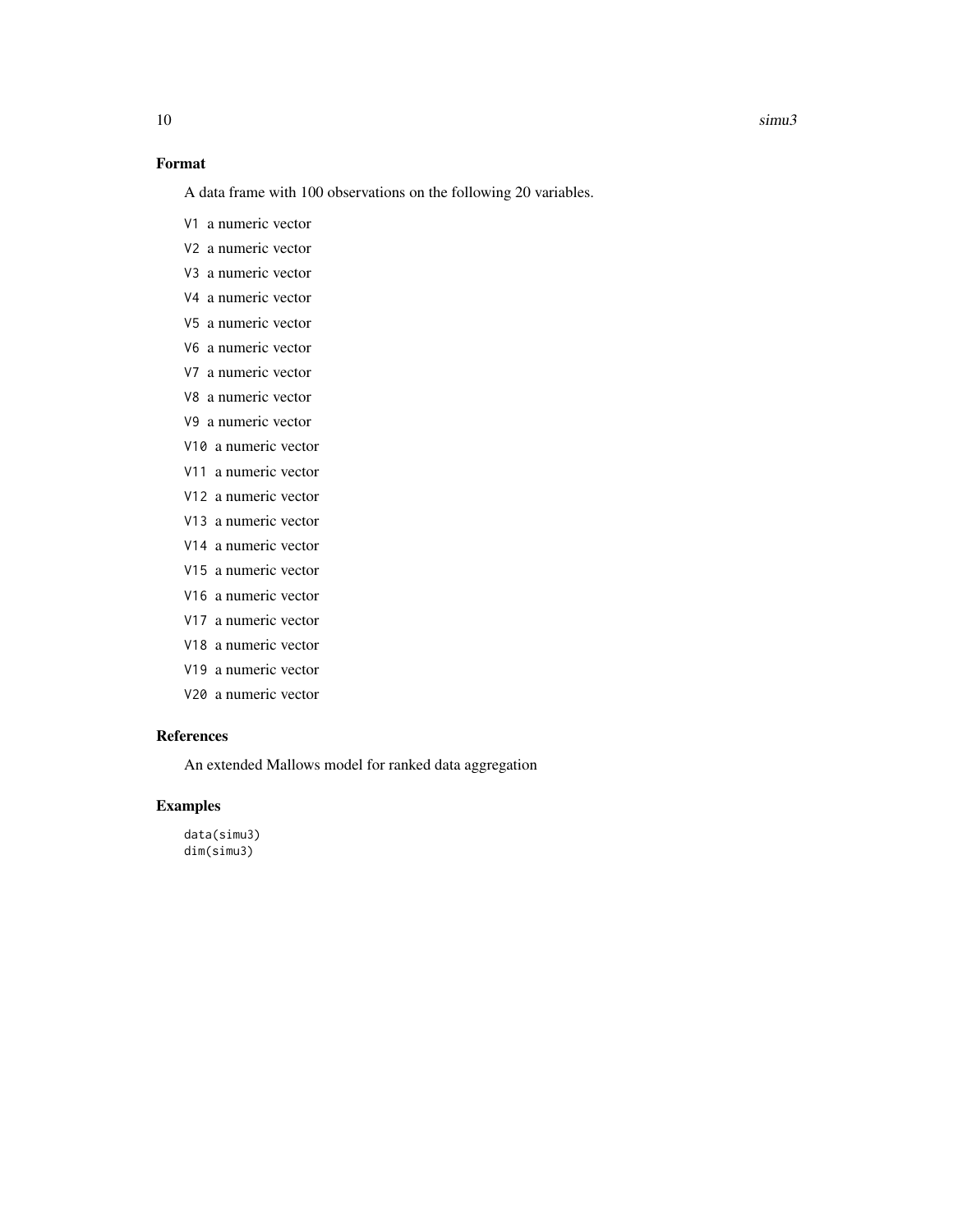## Format

A data frame with 100 observations on the following 20 variables.

`V1` a numeric vector

`V2` a numeric vector

`V3` a numeric vector

`V4` a numeric vector

`V5` a numeric vector

`V6` a numeric vector

`V7` a numeric vector

`V8` a numeric vector

`V9` a numeric vector

`V10` a numeric vector

`V11` a numeric vector

`V12` a numeric vector

`V13` a numeric vector

`V14` a numeric vector

`V15` a numeric vector

`V16` a numeric vector

`V17` a numeric vector

`V18` a numeric vector

`V19` a numeric vector

`V20` a numeric vector

## References

An extended Mallows model for ranked data aggregation

## Examples

```
data(simu3)
dim(simu3)
```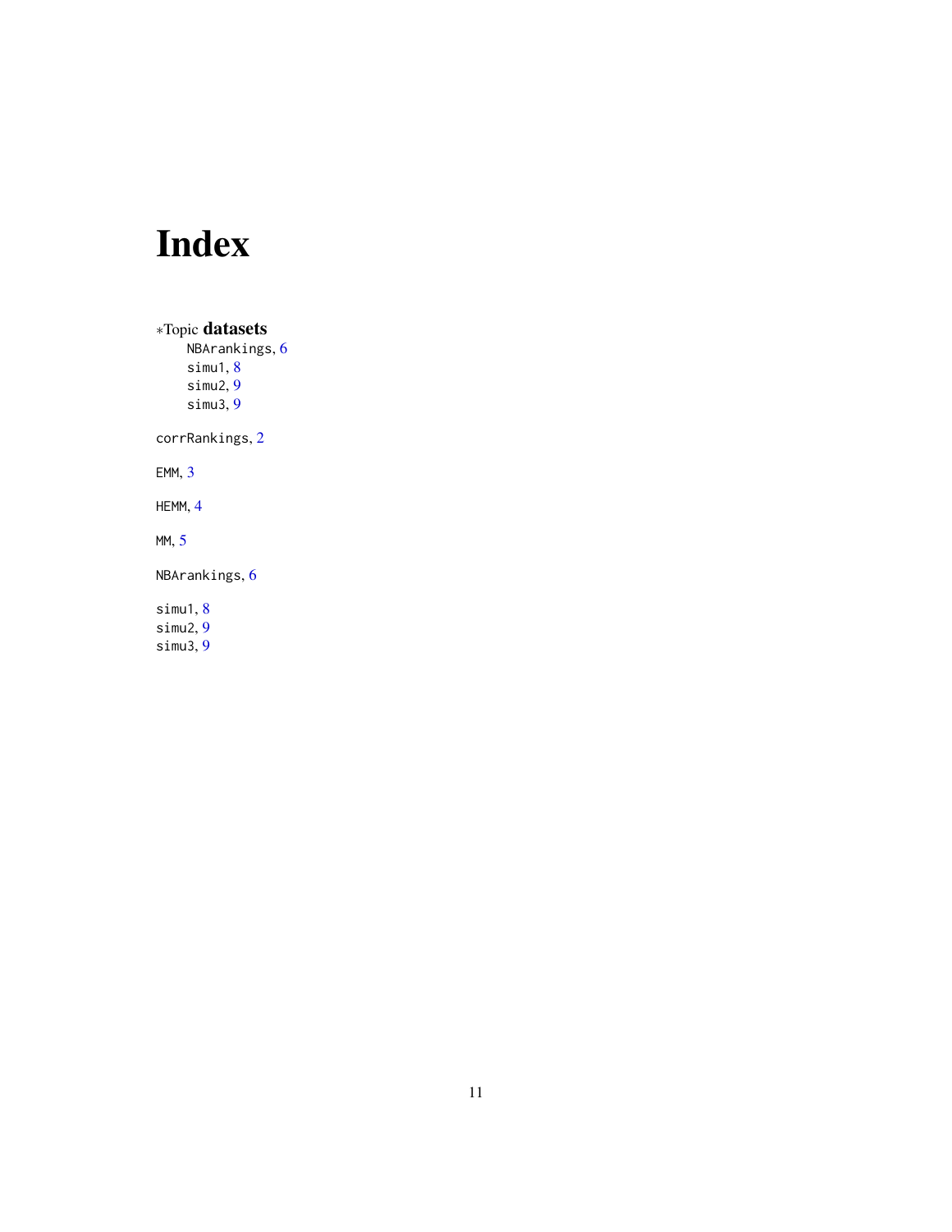# Index

*Topic **datasets**
- NBArankings, 6
- simu1, 8
- simu2, 9
- simu3, 9

corrRankings, 2

EMM, 3

HEMM, 4

MM, 5

NBArankings, 6

simu1, 8
simu2, 9
simu3, 9